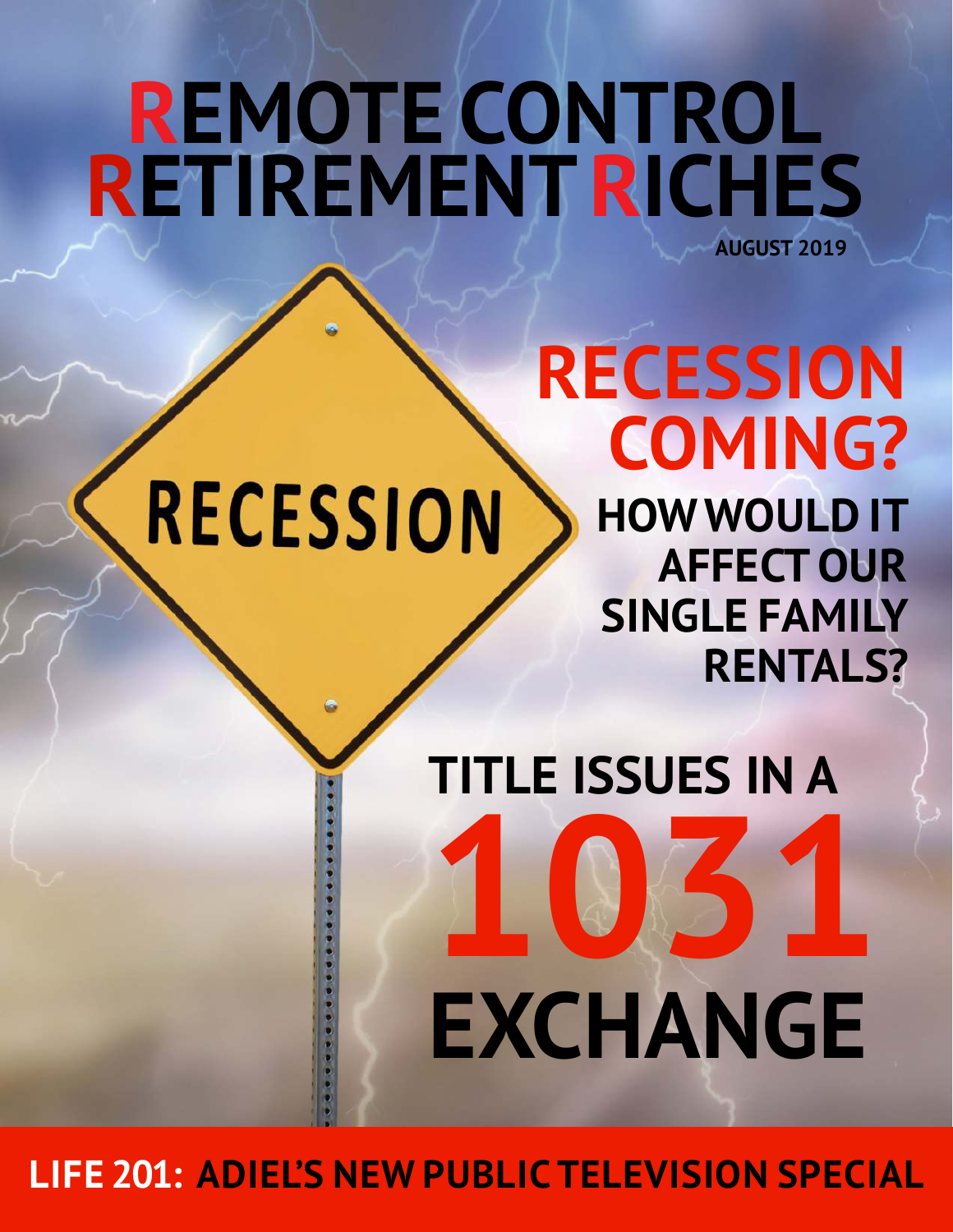# REMOTE CONTROL RETIREMENT RICHES

**AUGUST 2019**

## RECESSION COMING?

### HOW WOULD IT AFFECT OUR SINGLE FAMILY RENTALS?

## TITLE ISSUES IN A 1031 EXCHANGE

**LIFE 201: ADIEL'S NEW PUBLIC TELEVISION SPECIAL**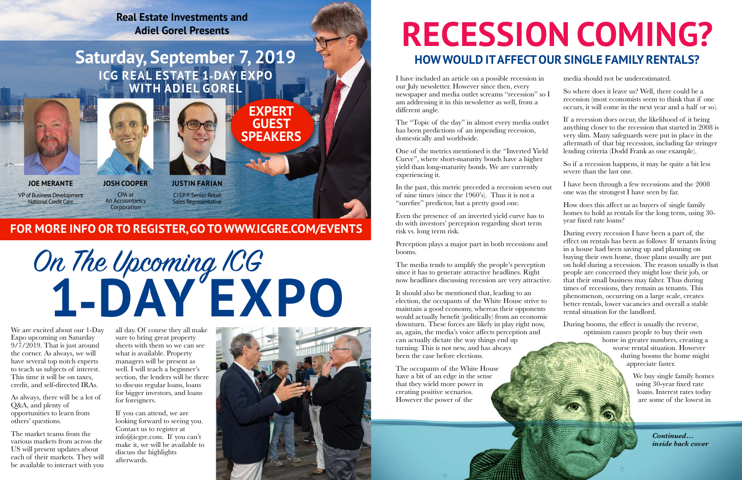**Real Estate Investments and Adiel Gorel Presents**

## Saturday, September 7, 2019

### ICG REAL ESTATE 1-DAY EXPO WITH ADIEL GOREL

**EXPERT GUEST SPEAKERS**

**JOE MERANTE**
VP of Business Development
National Credit Care

**JOSH COOPER**
CPA at
An Accountancy Corporation

**JUSTIN FARIAN**
CISP® Senior Retail Sales Representative

**FOR MORE INFO OR TO REGISTER, GO TO WWW.ICGRE.COM/EVENTS**

# On The Upcoming ICG 1-DAY EXPO

We are excited about our 1-Day Expo upcoming on Saturday 9/7/2019. That is just around the corner. As always, we will have several top notch experts to teach us subjects of interest. This time it will be on taxes, credit, and self-directed IRAs.

As always, there will be a lot of Q&A, and plenty of opportunities to learn from others' questions.

The market teams from the various markets from across the US will present updates about each of their markets. They will be available to interact with you all day. Of course they all make sure to bring great property sheets with them so we can see what is available. Property managers will be present as well. I will teach a beginner's section, the lenders will be there to discuss regular loans, loans for bigger investors, and loans for foreigners.

If you can attend, we are looking forward to seeing you. Contact us to register at info@icgre.com. If you can't make it, we will be available to discuss the highlights afterwards.

# RECESSION COMING?

## HOW WOULD IT AFFECT OUR SINGLE FAMILY RENTALS?

I have included an article on a possible recession in our July newsletter. However since then, every newspaper and media outlet screams "recession" so I am addressing it in this newsletter as well, from a different angle.

The "Topic of the day" in almost every media outlet has been predictions of an impending recession, domestically and worldwide.

One of the metrics mentioned is the "Inverted Yield Curve", where short-maturity bonds have a higher yield than long-maturity bonds. We are currently experiencing it.

In the past, this metric preceded a recession seven out of nine times (since the 1960's). Thus it is not a "surefire" predictor, but a pretty good one.

Even the presence of an inverted yield curve has to do with investors' perception regarding short term risk vs. long term risk.

Perception plays a major part in both recessions and booms.

The media tends to amplify the people's perception since it has to generate attractive headlines. Right now headlines discussing recession are very attractive.

It should also be mentioned that, leading to an election, the occupants of the White House strive to maintain a good economy, whereas their opponents would actually benefit (politically) from an economic downturn. These forces are likely in play right now, as, again, the media's voice affects perception and can actually dictate the way things end up turning. This is not new, and has always been the case before elections.

The occupants of the White House have a bit of an edge in the sense that they wield more power in creating positive scenarios. However the power of the media should not be underestimated.

So where does it leave us? Well, there could be a recession (most economists seem to think that if one occurs, it will come in the next year and a half or so).

If a recession does occur, the likelihood of it being anything closer to the recession that started in 2008 is very slim. Many safeguards were put in place in the aftermath of that big recession, including far stringer lending criteria (Dodd Frank as one example).

So if a recession happens, it may be quite a bit less severe than the last one.

I have been through a few recessions and the 2008 one was the strongest I have seen by far.

How does this affect us as buyers of single family homes to hold as rentals for the long term, using 30-year fixed rate loans?

During every recession I have been a part of, the effect on rentals has been as follows: If tenants living in a house had been saving up and planning on buying their own home, those plans usually are put on hold during a recession. The reason usually is that people are concerned they might lose their job, or that their small business may falter. Thus during times of recessions, they remain as tenants. This phenomenon, occurring on a large scale, creates better rentals, lower vacancies and overall a stable rental situation for the landlord.

During booms, the effect is usually the reverse, optimism causes people to buy their own home in greater numbers, creating a worse rental situation. However during booms the home might appreciate faster.

We buy single family homes using 30-year fixed rate loans. Interest rates today are some of the lowest in

*Continued… inside back cover*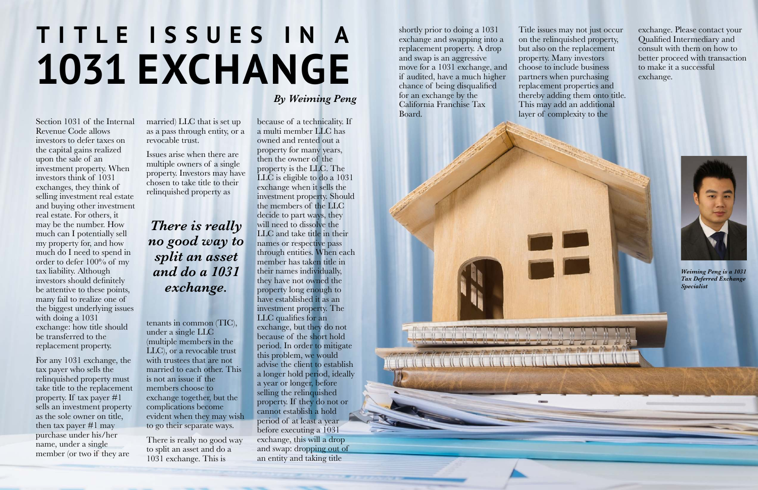# TITLE ISSUES IN A 1031 EXCHANGE

*By Weiming Peng*

Section 1031 of the Internal Revenue Code allows investors to defer taxes on the capital gains realized upon the sale of an investment property. When investors think of 1031 exchanges, they think of selling investment real estate and buying other investment real estate. For others, it may be the number. How much can I potentially sell my property for, and how much do I need to spend in order to defer 100% of my tax liability. Although investors should definitely be attentive to these points, many fail to realize one of the biggest underlying issues with doing a 1031 exchange: how title should be transferred to the replacement property.

For any 1031 exchange, the tax payer who sells the relinquished property must take title to the replacement property. If tax payer #1 sells an investment property as the sole owner on title, then tax payer #1 may purchase under his/her name, under a single member (or two if they are married) LLC that is set up as a pass through entity, or a revocable trust.

Issues arise when there are multiple owners of a single property. Investors may have chosen to take title to their relinquished property as tenants in common (TIC), under a single LLC (multiple members in the LLC), or a revocable trust with trustees that are not married to each other. This is not an issue if the members choose to exchange together, but the complications become evident when they may wish to go their separate ways.

> ***There is really no good way to split an asset and do a 1031 exchange.***

There is really no good way to split an asset and do a 1031 exchange. This is because of a technicality. If a multi member LLC has owned and rented out a property for many years, then the owner of the property is the LLC. The LLC is eligible to do a 1031 exchange when it sells the investment property. Should the members of the LLC decide to part ways, they will need to dissolve the LLC and take title in their names or respective pass through entities. When each member has taken title in their names individually, they have not owned the property long enough to have established it as an investment property. The LLC qualifies for an exchange, but they do not because of the short hold period. In order to mitigate this problem, we would advise the client to establish a longer hold period, ideally a year or longer, before selling the relinquished property. If they do not or cannot establish a hold period of at least a year before executing a 1031 exchange, this will a drop and swap: dropping out of an entity and taking title shortly prior to doing a 1031 exchange and swapping into a replacement property. A drop and swap is an aggressive move for a 1031 exchange, and if audited, have a much higher chance of being disqualified for an exchange by the California Franchise Tax Board.

Title issues may not just occur on the relinquished property, but also on the replacement property. Many investors choose to include business partners when purchasing replacement properties and thereby adding them onto title. This may add an additional layer of complexity to the exchange. Please contact your Qualified Intermediary and consult with them on how to better proceed with transaction to make it a successful exchange.

***Weiming Peng is a 1031 Tax Deferred Exchange Specialist***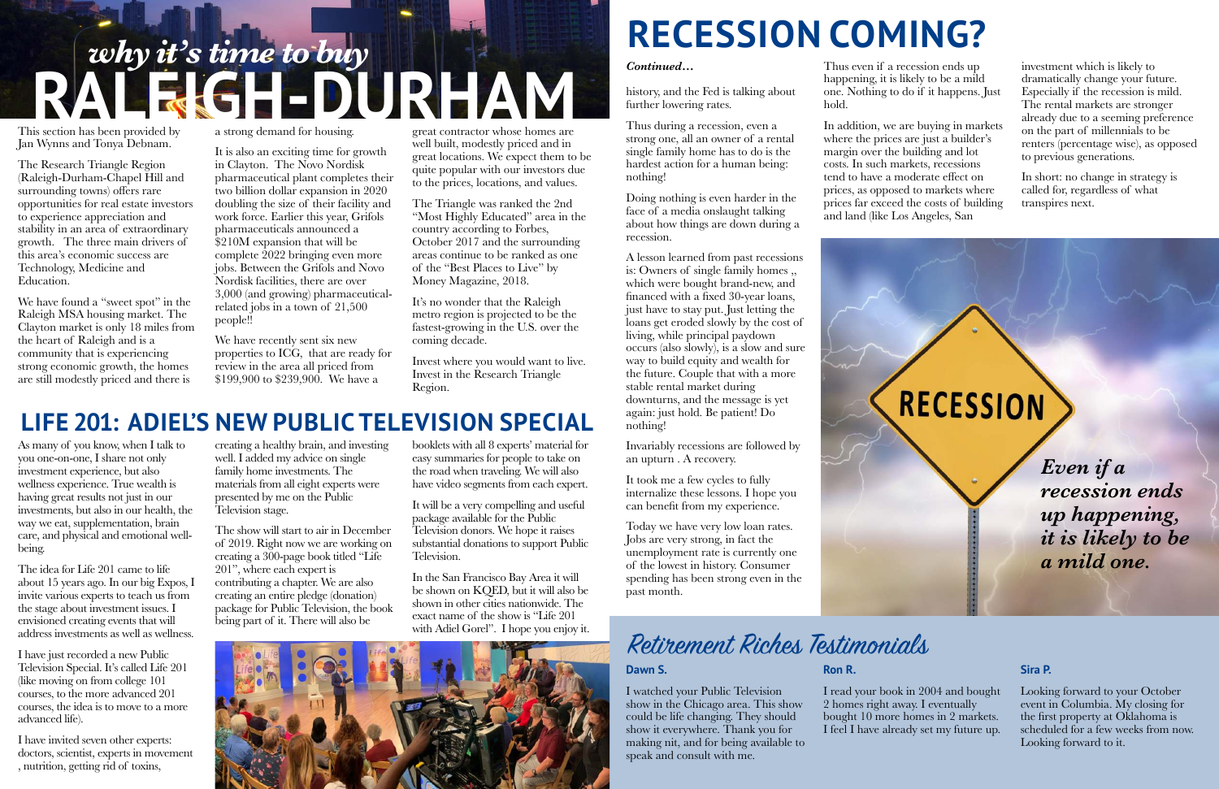# *why it's time to buy* RALEIGH-DURHAM

This section has been provided by Jan Wynns and Tonya Debnam.

The Research Triangle Region (Raleigh-Durham-Chapel Hill and surrounding towns) offers rare opportunities for real estate investors to experience appreciation and stability in an area of extraordinary growth. The three main drivers of this area's economic success are Technology, Medicine and Education.

We have found a "sweet spot" in the Raleigh MSA housing market. The Clayton market is only 18 miles from the heart of Raleigh and is a community that is experiencing strong economic growth, the homes are still modestly priced and there is a strong demand for housing.

It is also an exciting time for growth in Clayton. The Novo Nordisk pharmaceutical plant completes their two billion dollar expansion in 2020 doubling the size of their facility and work force. Earlier this year, Grifols pharmaceuticals announced a $210M expansion that will be complete 2022 bringing even more jobs. Between the Grifols and Novo Nordisk facilities, there are over 3,000 (and growing) pharmaceutical-related jobs in a town of 21,500 people!!

We have recently sent six new properties to ICG, that are ready for review in the area all priced from $199,900 to $239,900. We have a great contractor whose homes are well built, modestly priced and in great locations. We expect them to be quite popular with our investors due to the prices, locations, and values.

The Triangle was ranked the 2nd "Most Highly Educated" area in the country according to Forbes, October 2017 and the surrounding areas continue to be ranked as one of the "Best Places to Live" by Money Magazine, 2018.

It's no wonder that the Raleigh metro region is projected to be the fastest-growing in the U.S. over the coming decade.

Invest where you would want to live. Invest in the Research Triangle Region.

## LIFE 201: ADIEL'S NEW PUBLIC TELEVISION SPECIAL

As many of you know, when I talk to you one-on-one, I share not only investment experience, but also wellness experience. True wealth is having great results not just in our investments, but also in our health, the way we eat, supplementation, brain care, and physical and emotional well-being.

The idea for Life 201 came to life about 15 years ago. In our big Expos, I invite various experts to teach us from the stage about investment issues. I envisioned creating events that will address investments as well as wellness.

I have just recorded a new Public Television Special. It's called Life 201 (like moving on from college 101 courses, to the more advanced 201 courses, the idea is to move to a more advanced life).

I have invited seven other experts: doctors, scientist, experts in movement , nutrition, getting rid of toxins, creating a healthy brain, and investing well. I added my advice on single family home investments. The materials from all eight experts were presented by me on the Public Television stage.

The show will start to air in December of 2019. Right now we are working on creating a 300-page book titled "Life 201", where each expert is contributing a chapter. We are also creating an entire pledge (donation) package for Public Television, the book being part of it. There will also be booklets with all 8 experts' material for easy summaries for people to take on the road when traveling. We will also have video segments from each expert.

It will be a very compelling and useful package available for the Public Television donors. We hope it raises substantial donations to support Public Television.

In the San Francisco Bay Area it will be shown on KQED, but it will also be shown in other cities nationwide. The exact name of the show is "Life 201 with Adiel Gorel". I hope you enjoy it.

# RECESSION COMING?

***Continued…***

history, and the Fed is talking about further lowering rates.

Thus during a recession, even a strong one, all an owner of a rental single family home has to do is the hardest action for a human being: nothing!

Doing nothing is even harder in the face of a media onslaught talking about how things are down during a recession.

A lesson learned from past recessions is: Owners of single family homes ,, which were bought brand-new, and financed with a fixed 30-year loans, just have to stay put. Just letting the loans get eroded slowly by the cost of living, while principal paydown occurs (also slowly), is a slow and sure way to build equity and wealth for the future. Couple that with a more stable rental market during downturns, and the message is yet again: just hold. Be patient! Do nothing!

Invariably recessions are followed by an upturn . A recovery.

It took me a few cycles to fully internalize these lessons. I hope you can benefit from my experience.

Today we have very low loan rates. Jobs are very strong, in fact the unemployment rate is currently one of the lowest in history. Consumer spending has been strong even in the past month.

Thus even if a recession ends up happening, it is likely to be a mild one. Nothing to do if it happens. Just hold.

In addition, we are buying in markets where the prices are just a builder's margin over the building and lot costs. In such markets, recessions tend to have a moderate effect on prices, as opposed to markets where prices far exceed the costs of building and land (like Los Angeles, San

investment which is likely to dramatically change your future. Especially if the recession is mild. The rental markets are stronger already due to a seeming preference on the part of millennials to be renters (percentage wise), as opposed to previous generations.

In short: no change in strategy is called for, regardless of what transpires next.

***Even if a recession ends up happening, it is likely to be a mild one.***

## Retirement Riches Testimonials

**Dawn S.**

I watched your Public Television show in the Chicago area. This show could be life changing. They should show it everywhere. Thank you for making nit, and for being available to speak and consult with me.

**Ron R.**

I read your book in 2004 and bought 2 homes right away. I eventually bought 10 more homes in 2 markets. I feel I have already set my future up.

**Sira P.**

Looking forward to your October event in Columbia. My closing for the first property at Oklahoma is scheduled for a few weeks from now. Looking forward to it.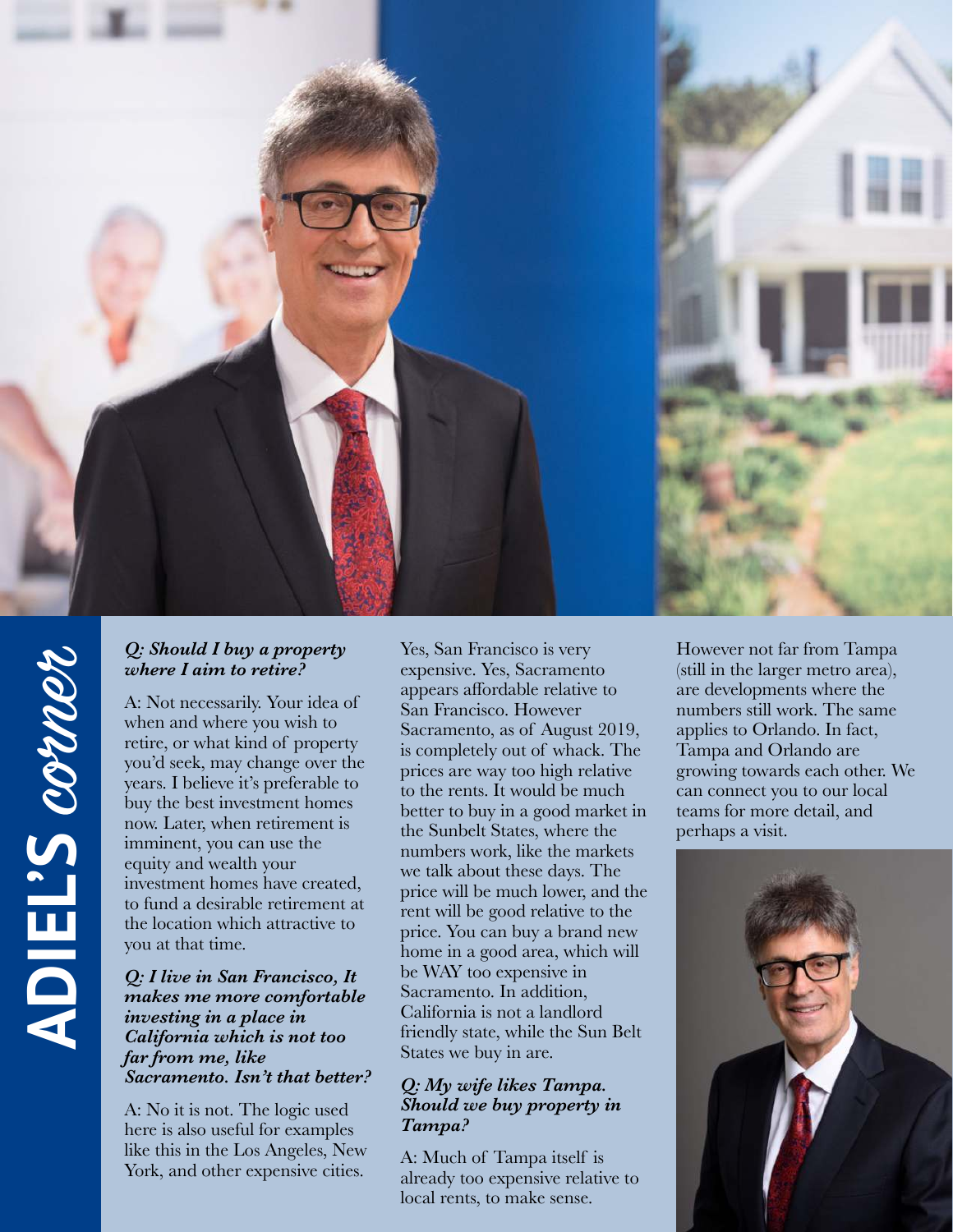# ADIEL'S *corner*

***Q: Should I buy a property where I aim to retire?***

A: Not necessarily. Your idea of when and where you wish to retire, or what kind of property you'd seek, may change over the years. I believe it's preferable to buy the best investment homes now. Later, when retirement is imminent, you can use the equity and wealth your investment homes have created, to fund a desirable retirement at the location which attractive to you at that time.

***Q: I live in San Francisco, It makes me more comfortable investing in a place in California which is not too far from me, like Sacramento. Isn't that better?***

A: No it is not. The logic used here is also useful for examples like this in the Los Angeles, New York, and other expensive cities. Yes, San Francisco is very expensive. Yes, Sacramento appears affordable relative to San Francisco. However Sacramento, as of August 2019, is completely out of whack. The prices are way too high relative to the rents. It would be much better to buy in a good market in the Sunbelt States, where the numbers work, like the markets we talk about these days. The price will be much lower, and the rent will be good relative to the price. You can buy a brand new home in a good area, which will be WAY too expensive in Sacramento. In addition, California is not a landlord friendly state, while the Sun Belt States we buy in are.

***Q: My wife likes Tampa. Should we buy property in Tampa?***

A: Much of Tampa itself is already too expensive relative to local rents, to make sense. However not far from Tampa (still in the larger metro area), are developments where the numbers still work. The same applies to Orlando. In fact, Tampa and Orlando are growing towards each other. We can connect you to our local teams for more detail, and perhaps a visit.